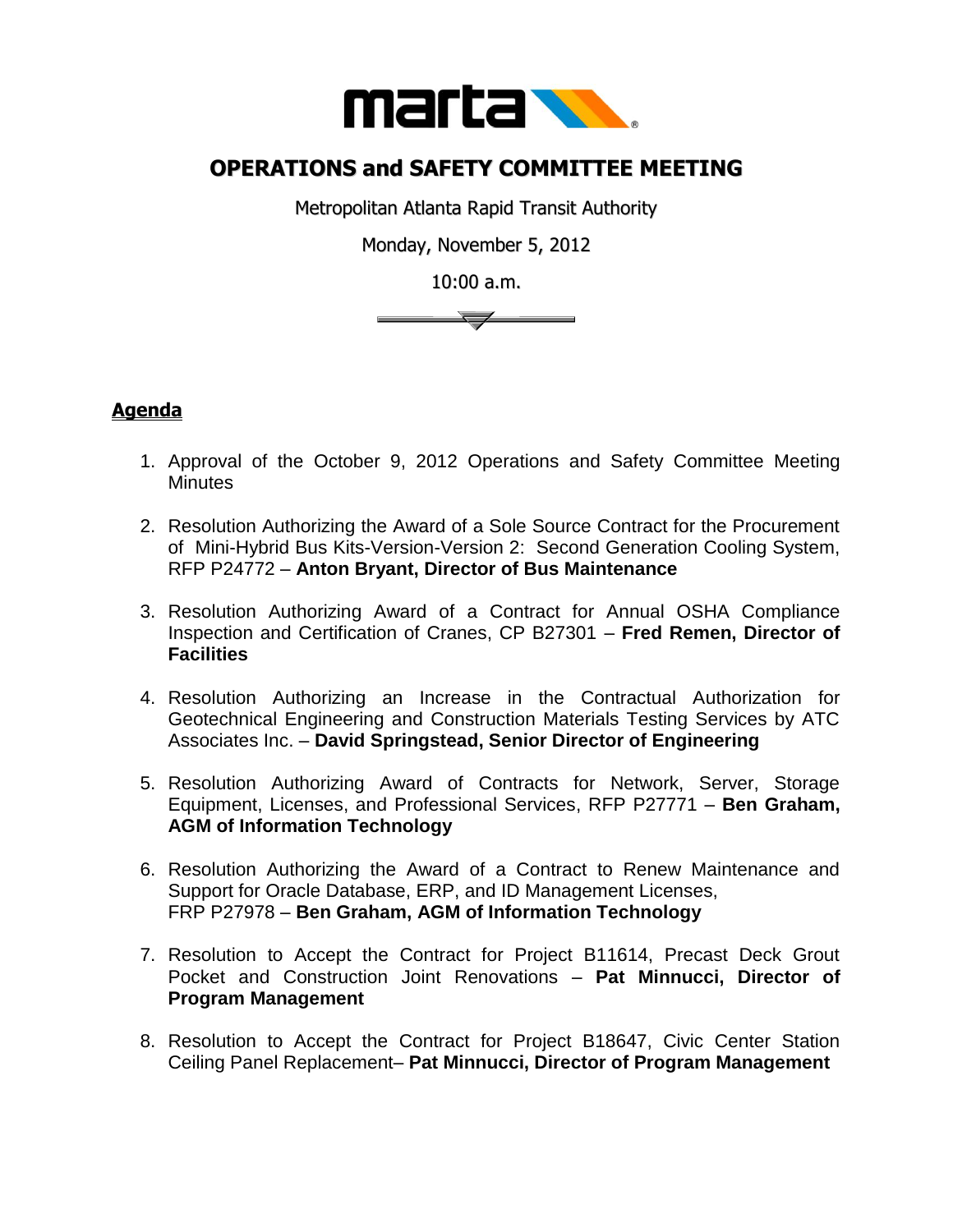# OPERATIONS and SAFETY COMMITTEE MEETING

Metropolitan Atlanta Rapid Transit Authority

Monday, November 5, 2012

10:00 a.m.

## Agenda

1. Approval of the October 9, 2012 Operations and Safety Committee Meeting Minutes

2. Resolution Authorizing the Award of a Sole Source Contract for the Procurement of Mini-Hybrid Bus Kits-Version-Version 2: Second Generation Cooling System, RFP P24772 – **Anton Bryant, Director of Bus Maintenance**

3. Resolution Authorizing Award of a Contract for Annual OSHA Compliance Inspection and Certification of Cranes, CP B27301 – **Fred Remen, Director of Facilities**

4. Resolution Authorizing an Increase in the Contractual Authorization for Geotechnical Engineering and Construction Materials Testing Services by ATC Associates Inc. – **David Springstead, Senior Director of Engineering**

5. Resolution Authorizing Award of Contracts for Network, Server, Storage Equipment, Licenses, and Professional Services, RFP P27771 – **Ben Graham, AGM of Information Technology**

6. Resolution Authorizing the Award of a Contract to Renew Maintenance and Support for Oracle Database, ERP, and ID Management Licenses, FRP P27978 – **Ben Graham, AGM of Information Technology**

7. Resolution to Accept the Contract for Project B11614, Precast Deck Grout Pocket and Construction Joint Renovations – **Pat Minnucci, Director of Program Management**

8. Resolution to Accept the Contract for Project B18647, Civic Center Station Ceiling Panel Replacement– **Pat Minnucci, Director of Program Management**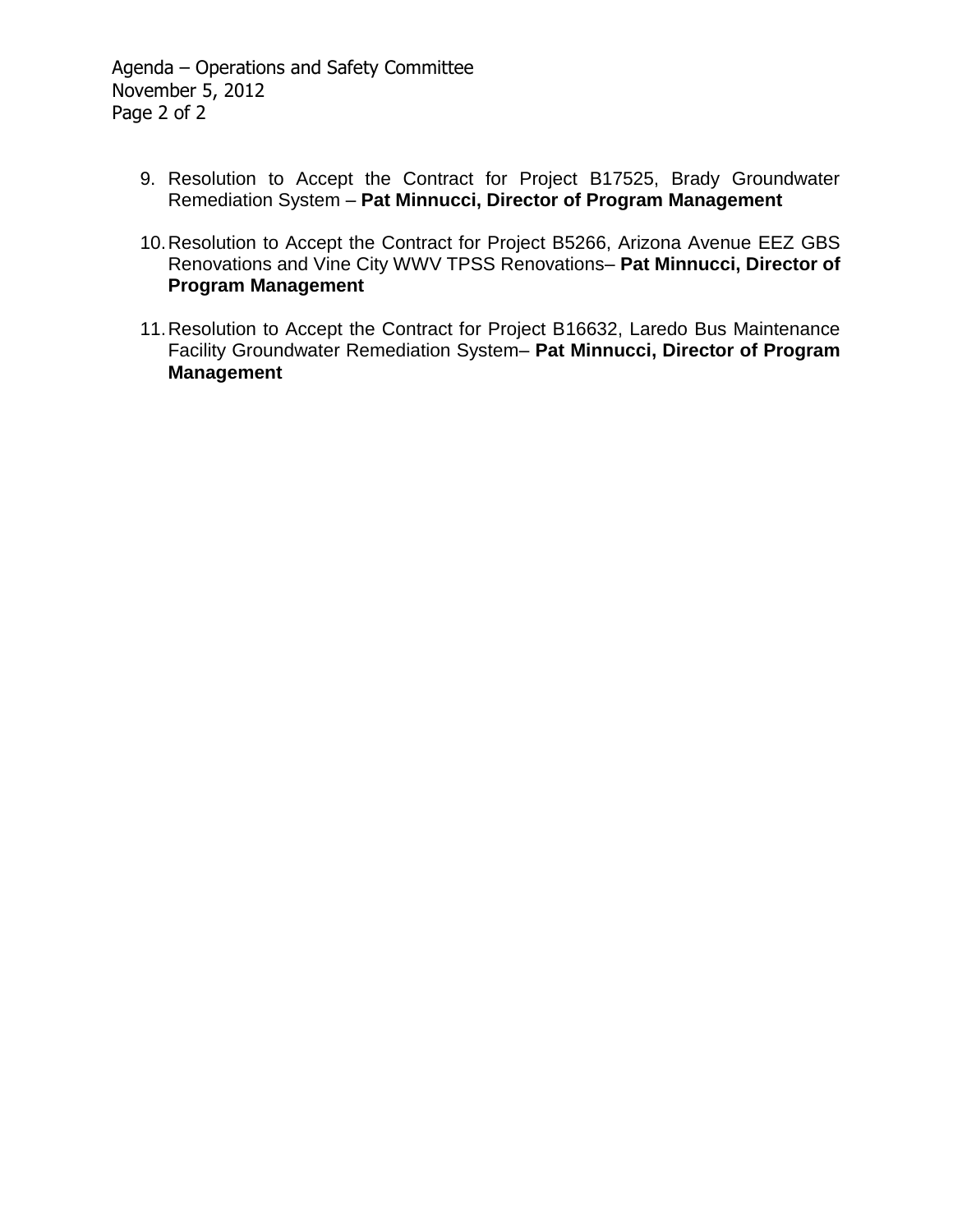9. Resolution to Accept the Contract for Project B17525, Brady Groundwater Remediation System – **Pat Minnucci, Director of Program Management**

10. Resolution to Accept the Contract for Project B5266, Arizona Avenue EEZ GBS Renovations and Vine City WWV TPSS Renovations– **Pat Minnucci, Director of Program Management**

11. Resolution to Accept the Contract for Project B16632, Laredo Bus Maintenance Facility Groundwater Remediation System– **Pat Minnucci, Director of Program Management**